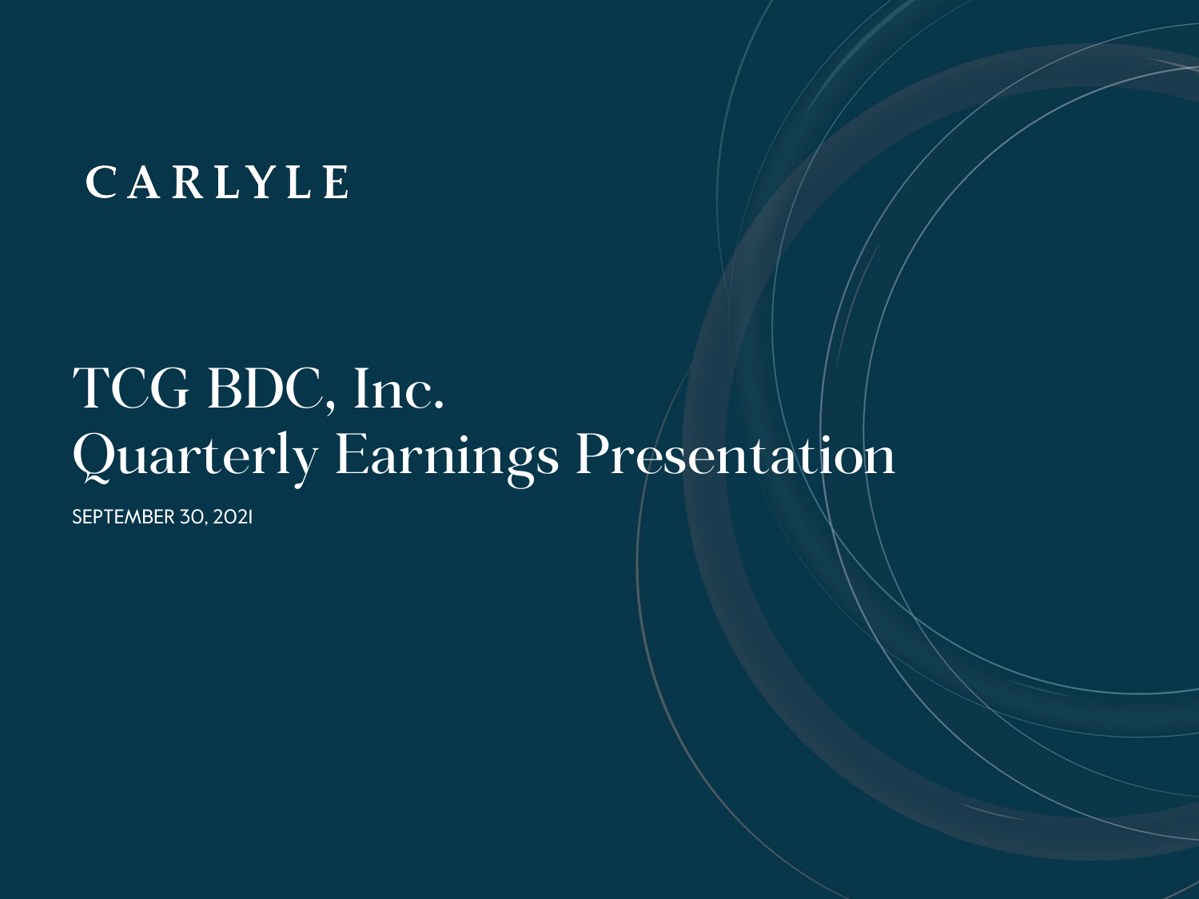CARLYLE

# TCG BDC, Inc.
# Quarterly Earnings Presentation

SEPTEMBER 30, 2021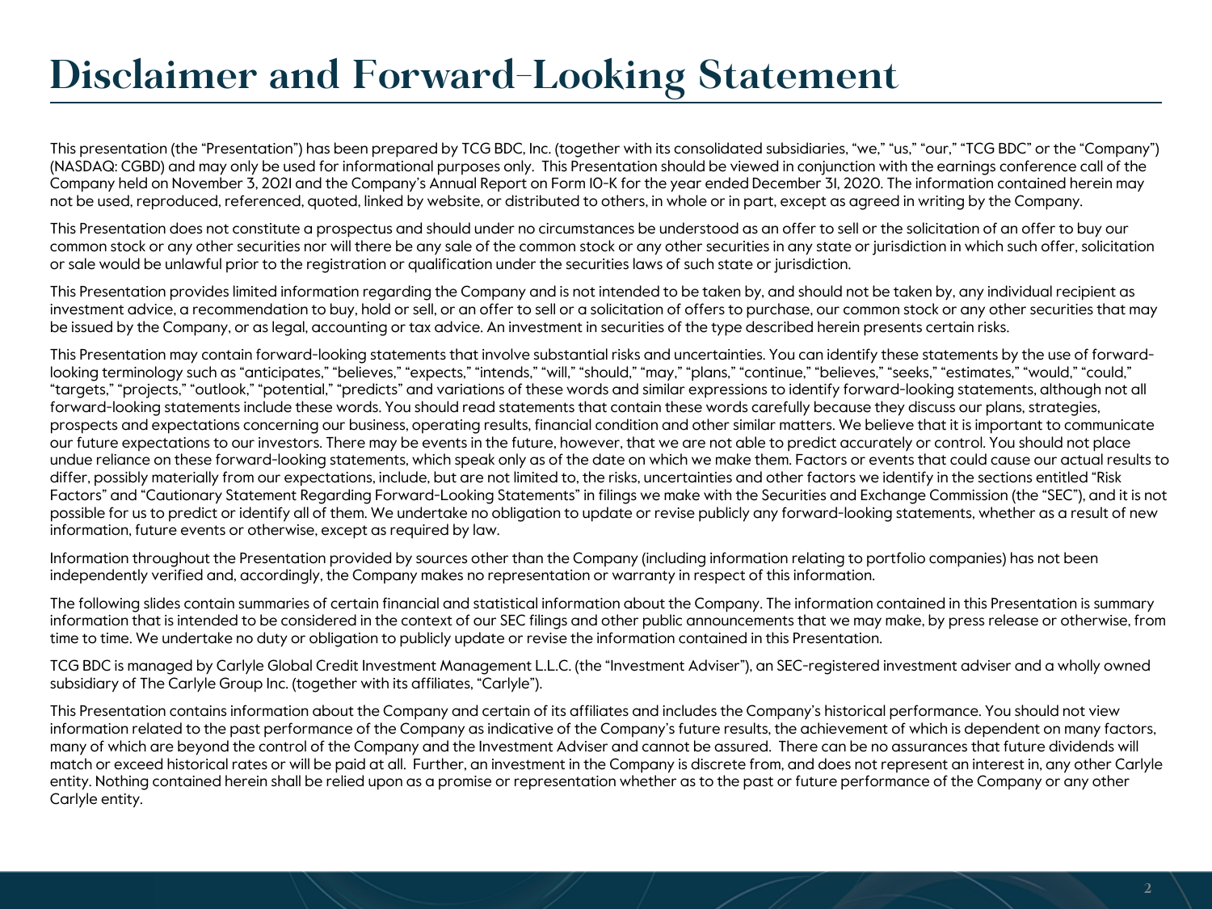# Disclaimer and Forward-Looking Statement

This presentation (the "Presentation") has been prepared by TCG BDC, Inc. (together with its consolidated subsidiaries, "we," "us," "our," "TCG BDC" or the "Company") (NASDAQ: CGBD) and may only be used for informational purposes only. This Presentation should be viewed in conjunction with the earnings conference call of the Company held on November 3, 2021 and the Company's Annual Report on Form 10-K for the year ended December 31, 2020. The information contained herein may not be used, reproduced, referenced, quoted, linked by website, or distributed to others, in whole or in part, except as agreed in writing by the Company.

This Presentation does not constitute a prospectus and should under no circumstances be understood as an offer to sell or the solicitation of an offer to buy our common stock or any other securities nor will there be any sale of the common stock or any other securities in any state or jurisdiction in which such offer, solicitation or sale would be unlawful prior to the registration or qualification under the securities laws of such state or jurisdiction.

This Presentation provides limited information regarding the Company and is not intended to be taken by, and should not be taken by, any individual recipient as investment advice, a recommendation to buy, hold or sell, or an offer to sell or a solicitation of offers to purchase, our common stock or any other securities that may be issued by the Company, or as legal, accounting or tax advice. An investment in securities of the type described herein presents certain risks.

This Presentation may contain forward-looking statements that involve substantial risks and uncertainties. You can identify these statements by the use of forward-looking terminology such as "anticipates," "believes," "expects," "intends," "will," "should," "may," "plans," "continue," "believes," "seeks," "estimates," "would," "could," "targets," "projects," "outlook," "potential," "predicts" and variations of these words and similar expressions to identify forward-looking statements, although not all forward-looking statements include these words. You should read statements that contain these words carefully because they discuss our plans, strategies, prospects and expectations concerning our business, operating results, financial condition and other similar matters. We believe that it is important to communicate our future expectations to our investors. There may be events in the future, however, that we are not able to predict accurately or control. You should not place undue reliance on these forward-looking statements, which speak only as of the date on which we make them. Factors or events that could cause our actual results to differ, possibly materially from our expectations, include, but are not limited to, the risks, uncertainties and other factors we identify in the sections entitled "Risk Factors" and "Cautionary Statement Regarding Forward-Looking Statements" in filings we make with the Securities and Exchange Commission (the "SEC"), and it is not possible for us to predict or identify all of them. We undertake no obligation to update or revise publicly any forward-looking statements, whether as a result of new information, future events or otherwise, except as required by law.

Information throughout the Presentation provided by sources other than the Company (including information relating to portfolio companies) has not been independently verified and, accordingly, the Company makes no representation or warranty in respect of this information.

The following slides contain summaries of certain financial and statistical information about the Company. The information contained in this Presentation is summary information that is intended to be considered in the context of our SEC filings and other public announcements that we may make, by press release or otherwise, from time to time. We undertake no duty or obligation to publicly update or revise the information contained in this Presentation.

TCG BDC is managed by Carlyle Global Credit Investment Management L.L.C. (the "Investment Adviser"), an SEC-registered investment adviser and a wholly owned subsidiary of The Carlyle Group Inc. (together with its affiliates, "Carlyle").

This Presentation contains information about the Company and certain of its affiliates and includes the Company's historical performance. You should not view information related to the past performance of the Company as indicative of the Company's future results, the achievement of which is dependent on many factors, many of which are beyond the control of the Company and the Investment Adviser and cannot be assured. There can be no assurances that future dividends will match or exceed historical rates or will be paid at all. Further, an investment in the Company is discrete from, and does not represent an interest in, any other Carlyle entity. Nothing contained herein shall be relied upon as a promise or representation whether as to the past or future performance of the Company or any other Carlyle entity.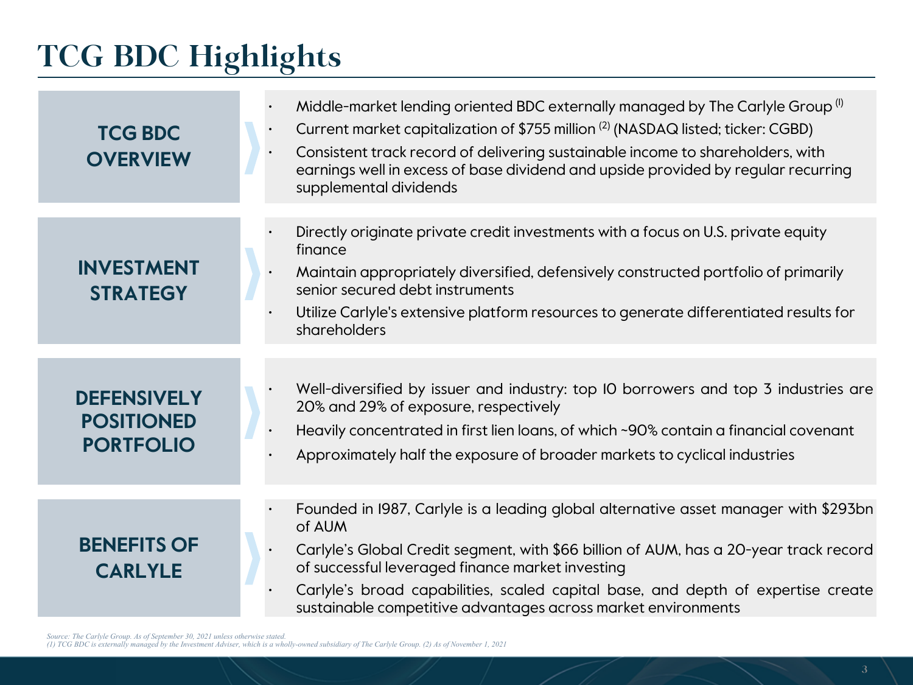# TCG BDC Highlights

## TCG BDC OVERVIEW

- Middle-market lending oriented BDC externally managed by The Carlyle Group [1]
- Current market capitalization of $755 million [2] (NASDAQ listed; ticker: CGBD)
- Consistent track record of delivering sustainable income to shareholders, with earnings well in excess of base dividend and upside provided by regular recurring supplemental dividends

## INVESTMENT STRATEGY

- Directly originate private credit investments with a focus on U.S. private equity finance
- Maintain appropriately diversified, defensively constructed portfolio of primarily senior secured debt instruments
- Utilize Carlyle's extensive platform resources to generate differentiated results for shareholders

## DEFENSIVELY POSITIONED PORTFOLIO

- Well-diversified by issuer and industry: top 10 borrowers and top 3 industries are 20% and 29% of exposure, respectively
- Heavily concentrated in first lien loans, of which ~90% contain a financial covenant
- Approximately half the exposure of broader markets to cyclical industries

## BENEFITS OF CARLYLE

- Founded in 1987, Carlyle is a leading global alternative asset manager with $293bn of AUM
- Carlyle's Global Credit segment, with $66 billion of AUM, has a 20-year track record of successful leveraged finance market investing
- Carlyle's broad capabilities, scaled capital base, and depth of expertise create sustainable competitive advantages across market environments

*Source: The Carlyle Group. As of September 30, 2021 unless otherwise stated.*
*(1) TCG BDC is externally managed by the Investment Adviser, which is a wholly-owned subsidiary of The Carlyle Group. (2) As of November 1, 2021*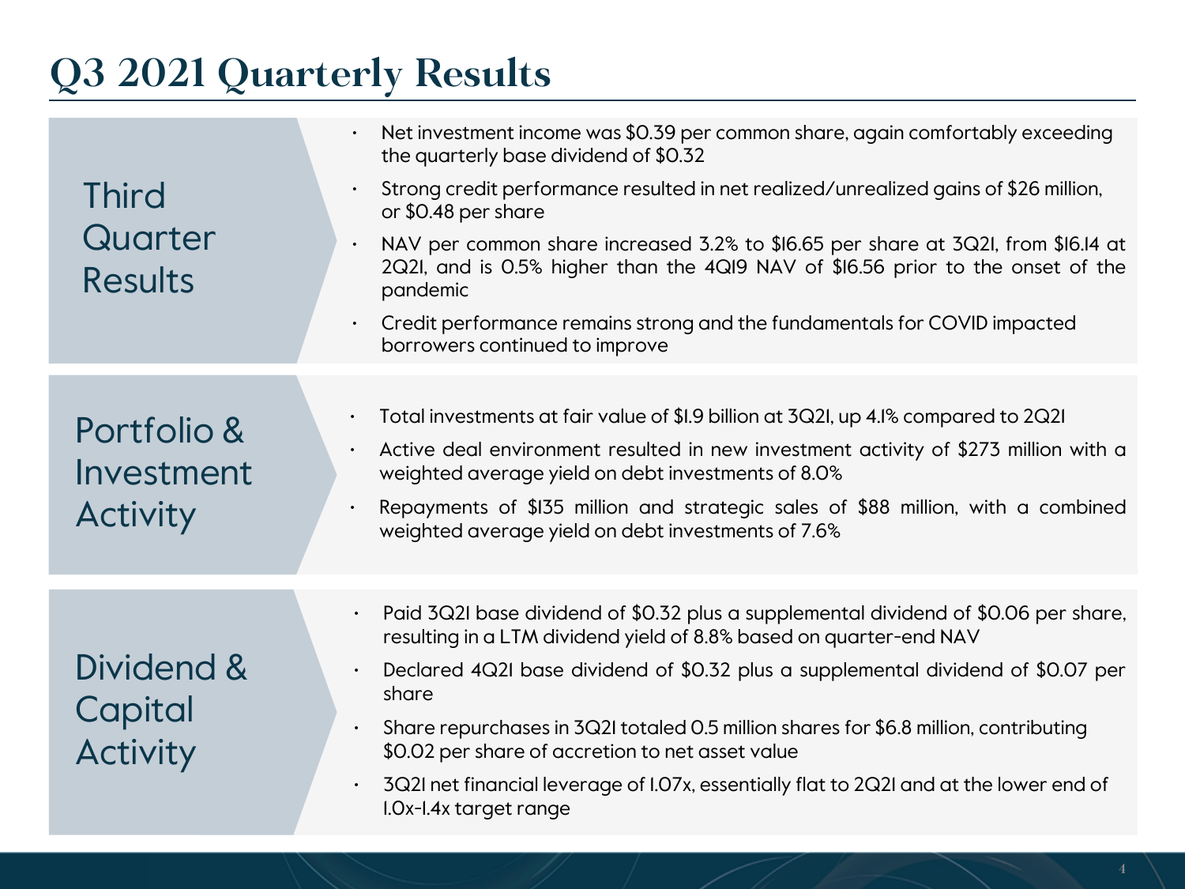# Q3 2021 Quarterly Results

## Third Quarter Results

- Net investment income was $0.39 per common share, again comfortably exceeding the quarterly base dividend of $0.32
- Strong credit performance resulted in net realized/unrealized gains of $26 million, or $0.48 per share
- NAV per common share increased 3.2% to $16.65 per share at 3Q21, from $16.14 at 2Q21, and is 0.5% higher than the 4Q19 NAV of $16.56 prior to the onset of the pandemic
- Credit performance remains strong and the fundamentals for COVID impacted borrowers continued to improve

## Portfolio & Investment Activity

- Total investments at fair value of $1.9 billion at 3Q21, up 4.1% compared to 2Q21
- Active deal environment resulted in new investment activity of $273 million with a weighted average yield on debt investments of 8.0%
- Repayments of $135 million and strategic sales of $88 million, with a combined weighted average yield on debt investments of 7.6%

## Dividend & Capital Activity

- Paid 3Q21 base dividend of $0.32 plus a supplemental dividend of $0.06 per share, resulting in a LTM dividend yield of 8.8% based on quarter-end NAV
- Declared 4Q21 base dividend of $0.32 plus a supplemental dividend of $0.07 per share
- Share repurchases in 3Q21 totaled 0.5 million shares for $6.8 million, contributing $0.02 per share of accretion to net asset value
- 3Q21 net financial leverage of 1.07x, essentially flat to 2Q21 and at the lower end of 1.0x-1.4x target range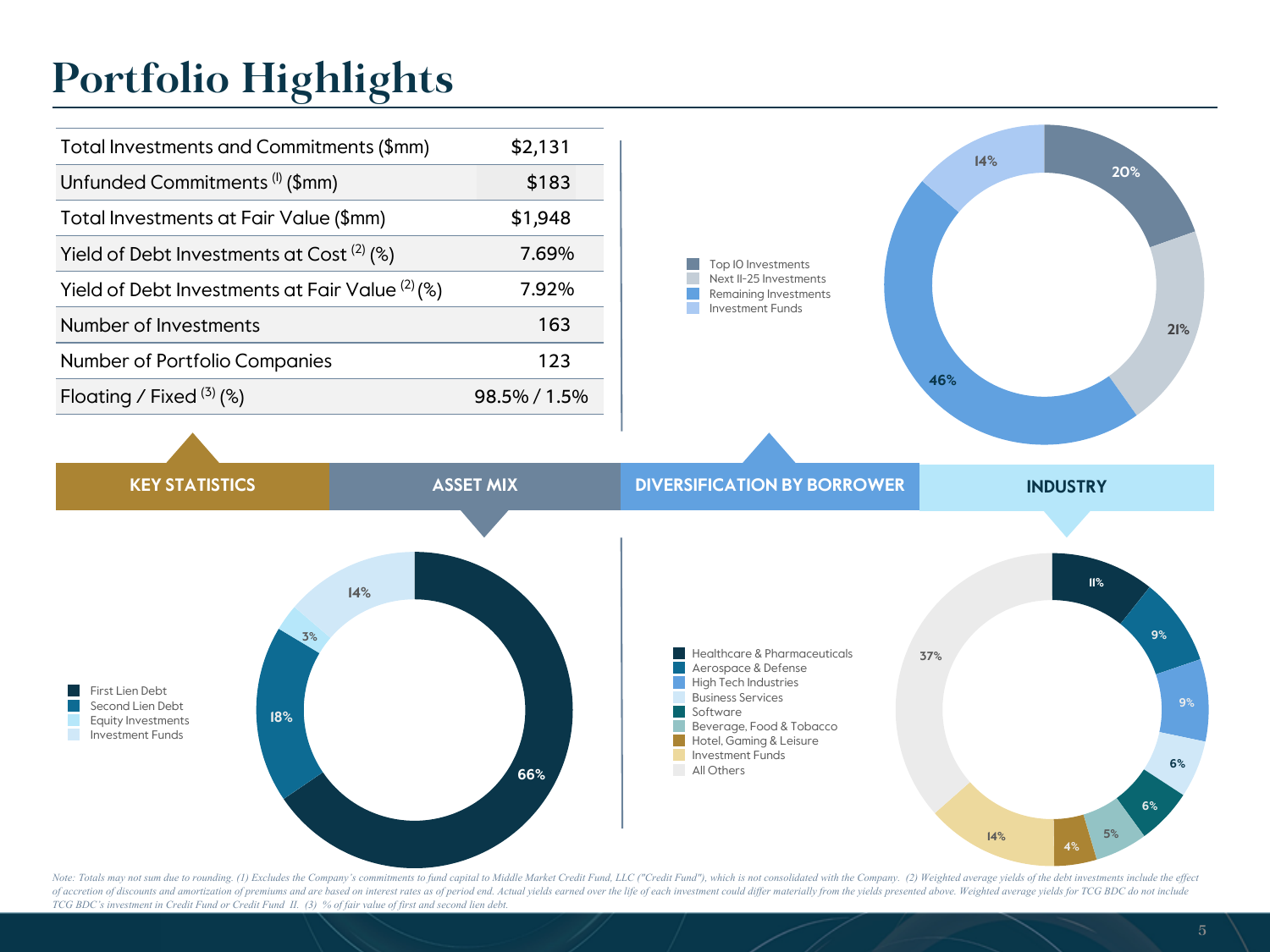# Portfolio Highlights

## KEY STATISTICS

| | |
|---|---|
| Total Investments and Commitments ($mm) | $2,131 |
| Unfunded Commitments [(1)] ($mm) | $183 |
| Total Investments at Fair Value ($mm) | $1,948 |
| Yield of Debt Investments at Cost [(2)] (%) | 7.69% |
| Yield of Debt Investments at Fair Value [(2)] (%) | 7.92% |
| Number of Investments | 163 |
| Number of Portfolio Companies | 123 |
| Floating / Fixed [(3)] (%) | 98.5% / 1.5% |

## ASSET MIX

| Category | % |
|---|---|
| First Lien Debt | 66% |
| Second Lien Debt | 18% |
| Equity Investments | 3% |
| Investment Funds | 14% |

## DIVERSIFICATION BY BORROWER

| Category | % |
|---|---|
| Top 10 Investments | 20% |
| Next 11-25 Investments | 21% |
| Remaining Investments | 46% |
| Investment Funds | 14% |

## INDUSTRY

| Industry | % |
|---|---|
| Healthcare & Pharmaceuticals | 11% |
| Aerospace & Defense | 9% |
| High Tech Industries | 9% |
| Business Services | 6% |
| Software | 6% |
| Beverage, Food & Tobacco | 5% |
| Hotel, Gaming & Leisure | 4% |
| Investment Funds | 14% |
| All Others | 37% |

*Note: Totals may not sum due to rounding. (1) Excludes the Company's commitments to fund capital to Middle Market Credit Fund, LLC ("Credit Fund"), which is not consolidated with the Company. (2) Weighted average yields of the debt investments include the effect of accretion of discounts and amortization of premiums and are based on interest rates as of period end. Actual yields earned over the life of each investment could differ materially from the yields presented above. Weighted average yields for TCG BDC do not include TCG BDC's investment in Credit Fund or Credit Fund II. (3) % of fair value of first and second lien debt.*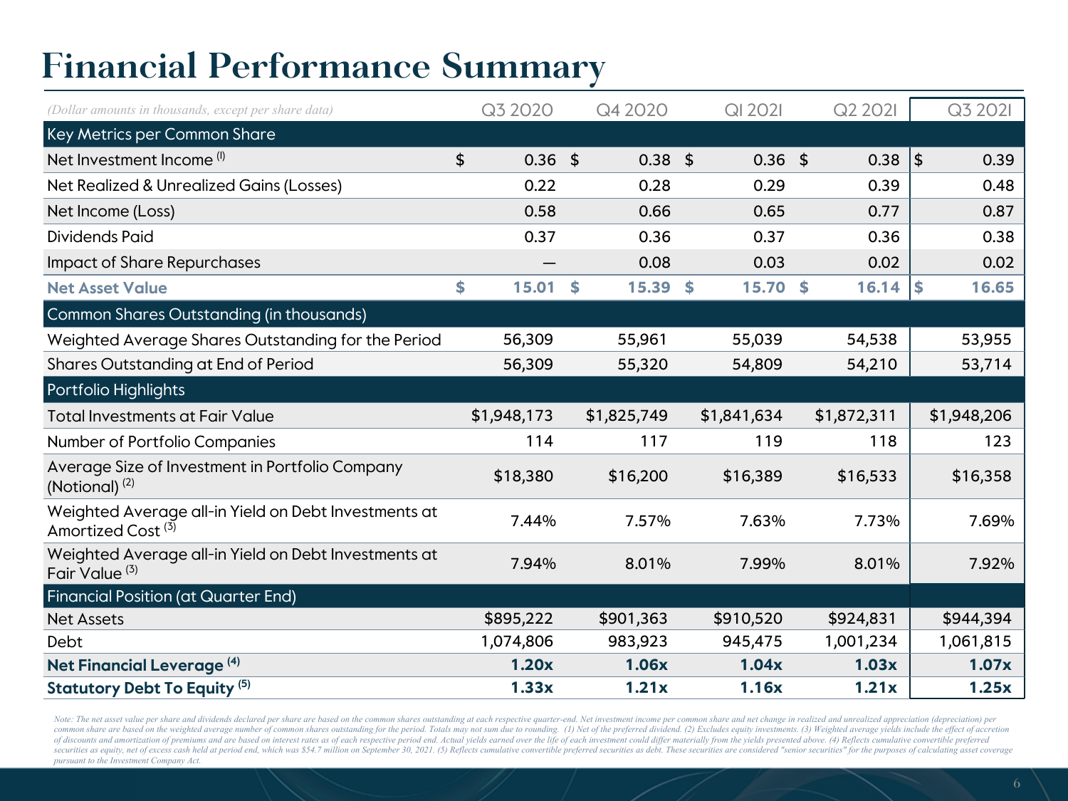# Financial Performance Summary

| *(Dollar amounts in thousands, except per share data)* | Q3 2020 | Q4 2020 | Q1 2021 | Q2 2021 | Q3 2021 |
|---|---|---|---|---|---|
| **Key Metrics per Common Share** | | | | | |
| Net Investment Income [1] | $ 0.36 | $ 0.38 | $ 0.36 | $ 0.38 | $ 0.39 |
| Net Realized & Unrealized Gains (Losses) | 0.22 | 0.28 | 0.29 | 0.39 | 0.48 |
| Net Income (Loss) | 0.58 | 0.66 | 0.65 | 0.77 | 0.87 |
| Dividends Paid | 0.37 | 0.36 | 0.37 | 0.36 | 0.38 |
| Impact of Share Repurchases | — | 0.08 | 0.03 | 0.02 | 0.02 |
| **Net Asset Value** | **$ 15.01** | **$ 15.39** | **$ 15.70** | **$ 16.14** | **$ 16.65** |
| **Common Shares Outstanding (in thousands)** | | | | | |
| Weighted Average Shares Outstanding for the Period | 56,309 | 55,961 | 55,039 | 54,538 | 53,955 |
| Shares Outstanding at End of Period | 56,309 | 55,320 | 54,809 | 54,210 | 53,714 |
| **Portfolio Highlights** | | | | | |
| Total Investments at Fair Value | $1,948,173 | $1,825,749 | $1,841,634 | $1,872,311 | $1,948,206 |
| Number of Portfolio Companies | 114 | 117 | 119 | 118 | 123 |
| Average Size of Investment in Portfolio Company (Notional) [2] | $18,380 | $16,200 | $16,389 | $16,533 | $16,358 |
| Weighted Average all-in Yield on Debt Investments at Amortized Cost [3] | 7.44% | 7.57% | 7.63% | 7.73% | 7.69% |
| Weighted Average all-in Yield on Debt Investments at Fair Value [3] | 7.94% | 8.01% | 7.99% | 8.01% | 7.92% |
| **Financial Position (at Quarter End)** | | | | | |
| Net Assets | $895,222 | $901,363 | $910,520 | $924,831 | $944,394 |
| Debt | 1,074,806 | 983,923 | 945,475 | 1,001,234 | 1,061,815 |
| **Net Financial Leverage [4]** | **1.20x** | **1.06x** | **1.04x** | **1.03x** | **1.07x** |
| **Statutory Debt To Equity [5]** | **1.33x** | **1.21x** | **1.16x** | **1.21x** | **1.25x** |

*Note: The net asset value per share and dividends declared per share are based on the common shares outstanding at each respective quarter-end. Net investment income per common share and net change in realized and unrealized appreciation (depreciation) per common share are based on the weighted average number of common shares outstanding for the period. Totals may not sum due to rounding. (1) Net of the preferred dividend. (2) Excludes equity investments. (3) Weighted average yields include the effect of accretion of discounts and amortization of premiums and are based on interest rates as of each respective period end. Actual yields earned over the life of each investment could differ materially from the yields presented above. (4) Reflects cumulative convertible preferred securities as equity, net of excess cash held at period end, which was $54.7 million on September 30, 2021. (5) Reflects cumulative convertible preferred securities as debt. These securities are considered "senior securities" for the purposes of calculating asset coverage pursuant to the Investment Company Act.*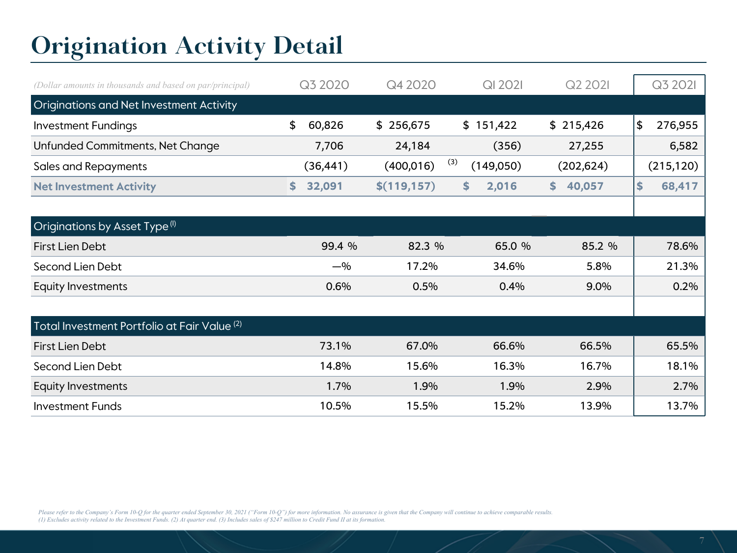# Origination Activity Detail

| *(Dollar amounts in thousands and based on par/principal)* | Q3 2020 | Q4 2020 | Q1 2021 | Q2 2021 | Q3 2021 |
|---|---|---|---|---|---|
| **Originations and Net Investment Activity** | | | | | |
| Investment Fundings | $ 60,826 | $ 256,675 | $ 151,422 | $ 215,426 | $ 276,955 |
| Unfunded Commitments, Net Change | 7,706 | 24,184 | (356) | 27,255 | 6,582 |
| Sales and Repayments | (36,441) | (400,016) (3) | (149,050) | (202,624) | (215,120) |
| **Net Investment Activity** | **$ 32,091** | **$(119,157)** | **$ 2,016** | **$ 40,057** | **$ 68,417** |
| **Originations by Asset Type (1)** | | | | | |
| First Lien Debt | 99.4 % | 82.3 % | 65.0 % | 85.2 % | 78.6% |
| Second Lien Debt | —% | 17.2% | 34.6% | 5.8% | 21.3% |
| Equity Investments | 0.6% | 0.5% | 0.4% | 9.0% | 0.2% |
| **Total Investment Portfolio at Fair Value (2)** | | | | | |
| First Lien Debt | 73.1% | 67.0% | 66.6% | 66.5% | 65.5% |
| Second Lien Debt | 14.8% | 15.6% | 16.3% | 16.7% | 18.1% |
| Equity Investments | 1.7% | 1.9% | 1.9% | 2.9% | 2.7% |
| Investment Funds | 10.5% | 15.5% | 15.2% | 13.9% | 13.7% |

*Please refer to the Company's Form 10-Q for the quarter ended September 30, 2021 ("Form 10-Q") for more information. No assurance is given that the Company will continue to achieve comparable results.*
*(1) Excludes activity related to the Investment Funds. (2) At quarter end. (3) Includes sales of $247 million to Credit Fund II at its formation.*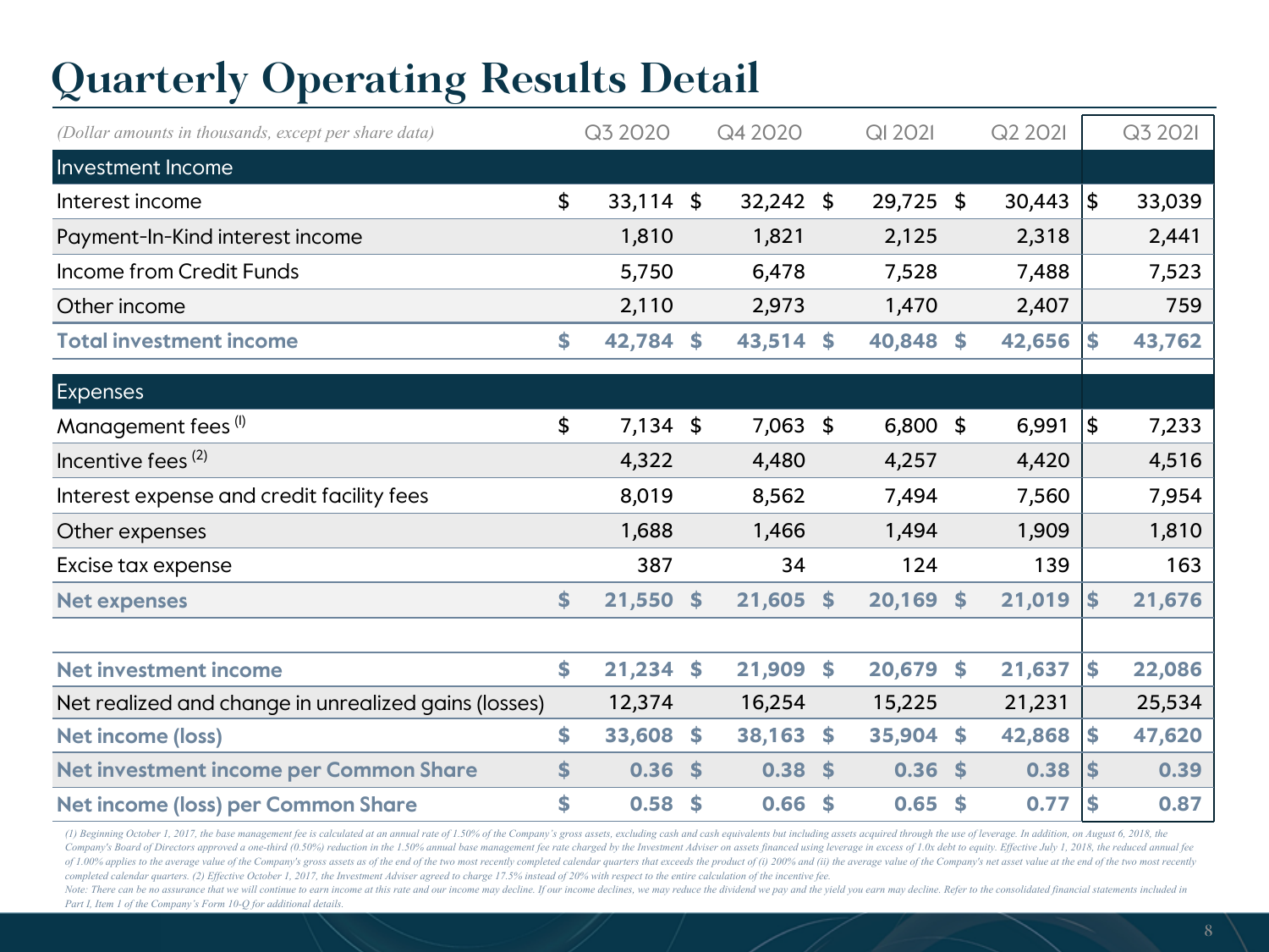# Quarterly Operating Results Detail

| *(Dollar amounts in thousands, except per share data)* | Q3 2020 | Q4 2020 | Q1 2021 | Q2 2021 | Q3 2021 |
|---|---|---|---|---|---|
| **Investment Income** | | | | | |
| Interest income | $ 33,114 | $ 32,242 | $ 29,725 | $ 30,443 | $ 33,039 |
| Payment-In-Kind interest income | 1,810 | 1,821 | 2,125 | 2,318 | 2,441 |
| Income from Credit Funds | 5,750 | 6,478 | 7,528 | 7,488 | 7,523 |
| Other income | 2,110 | 2,973 | 1,470 | 2,407 | 759 |
| **Total investment income** | **$ 42,784** | **$ 43,514** | **$ 40,848** | **$ 42,656** | **$ 43,762** |
| **Expenses** | | | | | |
| Management fees (1) | $ 7,134 | $ 7,063 | $ 6,800 | $ 6,991 | $ 7,233 |
| Incentive fees (2) | 4,322 | 4,480 | 4,257 | 4,420 | 4,516 |
| Interest expense and credit facility fees | 8,019 | 8,562 | 7,494 | 7,560 | 7,954 |
| Other expenses | 1,688 | 1,466 | 1,494 | 1,909 | 1,810 |
| Excise tax expense | 387 | 34 | 124 | 139 | 163 |
| **Net expenses** | **$ 21,550** | **$ 21,605** | **$ 20,169** | **$ 21,019** | **$ 21,676** |
| | | | | | |
| **Net investment income** | **$ 21,234** | **$ 21,909** | **$ 20,679** | **$ 21,637** | **$ 22,086** |
| Net realized and change in unrealized gains (losses) | 12,374 | 16,254 | 15,225 | 21,231 | 25,534 |
| **Net income (loss)** | **$ 33,608** | **$ 38,163** | **$ 35,904** | **$ 42,868** | **$ 47,620** |
| **Net investment income per Common Share** | **$ 0.36** | **$ 0.38** | **$ 0.36** | **$ 0.38** | **$ 0.39** |
| **Net income (loss) per Common Share** | **$ 0.58** | **$ 0.66** | **$ 0.65** | **$ 0.77** | **$ 0.87** |

*(1) Beginning October 1, 2017, the base management fee is calculated at an annual rate of 1.50% of the Company's gross assets, excluding cash and cash equivalents but including assets acquired through the use of leverage. In addition, on August 6, 2018, the Company's Board of Directors approved a one-third (0.50%) reduction in the 1.50% annual base management fee rate charged by the Investment Adviser on assets financed using leverage in excess of 1.0x debt to equity. Effective July 1, 2018, the reduced annual fee of 1.00% applies to the average value of the Company's gross assets as of the end of the two most recently completed calendar quarters that exceeds the product of (i) 200% and (ii) the average value of the Company's net asset value at the end of the two most recently completed calendar quarters. (2) Effective October 1, 2017, the Investment Adviser agreed to charge 17.5% instead of 20% with respect to the entire calculation of the incentive fee.*

*Note: There can be no assurance that we will continue to earn income at this rate and our income may decline. If our income declines, we may reduce the dividend we pay and the yield you earn may decline. Refer to the consolidated financial statements included in Part I, Item 1 of the Company's Form 10-Q for additional details.*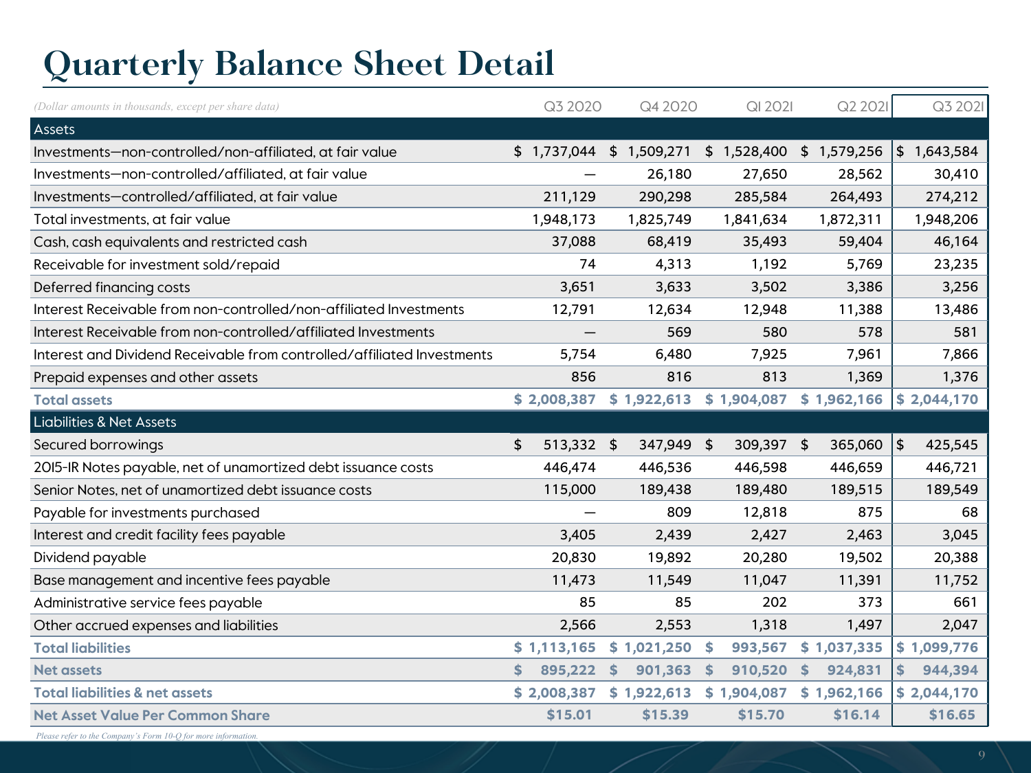# Quarterly Balance Sheet Detail

| *(Dollar amounts in thousands, except per share data)* | Q3 2020 | Q4 2020 | Q1 2021 | Q2 2021 | Q3 2021 |
|---|---|---|---|---|---|
| **Assets** | | | | | |
| Investments—non-controlled/non-affiliated, at fair value | $ 1,737,044 | $ 1,509,271 | $ 1,528,400 | $ 1,579,256 | $ 1,643,584 |
| Investments—non-controlled/affiliated, at fair value | — | 26,180 | 27,650 | 28,562 | 30,410 |
| Investments—controlled/affiliated, at fair value | 211,129 | 290,298 | 285,584 | 264,493 | 274,212 |
| Total investments, at fair value | 1,948,173 | 1,825,749 | 1,841,634 | 1,872,311 | 1,948,206 |
| Cash, cash equivalents and restricted cash | 37,088 | 68,419 | 35,493 | 59,404 | 46,164 |
| Receivable for investment sold/repaid | 74 | 4,313 | 1,192 | 5,769 | 23,235 |
| Deferred financing costs | 3,651 | 3,633 | 3,502 | 3,386 | 3,256 |
| Interest Receivable from non-controlled/non-affiliated Investments | 12,791 | 12,634 | 12,948 | 11,388 | 13,486 |
| Interest Receivable from non-controlled/affiliated Investments | — | 569 | 580 | 578 | 581 |
| Interest and Dividend Receivable from controlled/affiliated Investments | 5,754 | 6,480 | 7,925 | 7,961 | 7,866 |
| Prepaid expenses and other assets | 856 | 816 | 813 | 1,369 | 1,376 |
| **Total assets** | **$ 2,008,387** | **$ 1,922,613** | **$ 1,904,087** | **$ 1,962,166** | **$ 2,044,170** |
| **Liabilities & Net Assets** | | | | | |
| Secured borrowings | $ 513,332 | $ 347,949 | $ 309,397 | $ 365,060 | $ 425,545 |
| 2015-IR Notes payable, net of unamortized debt issuance costs | 446,474 | 446,536 | 446,598 | 446,659 | 446,721 |
| Senior Notes, net of unamortized debt issuance costs | 115,000 | 189,438 | 189,480 | 189,515 | 189,549 |
| Payable for investments purchased | — | 809 | 12,818 | 875 | 68 |
| Interest and credit facility fees payable | 3,405 | 2,439 | 2,427 | 2,463 | 3,045 |
| Dividend payable | 20,830 | 19,892 | 20,280 | 19,502 | 20,388 |
| Base management and incentive fees payable | 11,473 | 11,549 | 11,047 | 11,391 | 11,752 |
| Administrative service fees payable | 85 | 85 | 202 | 373 | 661 |
| Other accrued expenses and liabilities | 2,566 | 2,553 | 1,318 | 1,497 | 2,047 |
| **Total liabilities** | **$ 1,113,165** | **$ 1,021,250** | **$ 993,567** | **$ 1,037,335** | **$ 1,099,776** |
| **Net assets** | **$ 895,222** | **$ 901,363** | **$ 910,520** | **$ 924,831** | **$ 944,394** |
| **Total liabilities & net assets** | **$ 2,008,387** | **$ 1,922,613** | **$ 1,904,087** | **$ 1,962,166** | **$ 2,044,170** |
| **Net Asset Value Per Common Share** | **$15.01** | **$15.39** | **$15.70** | **$16.14** | **$16.65** |

*Please refer to the Company's Form 10-Q for more information.*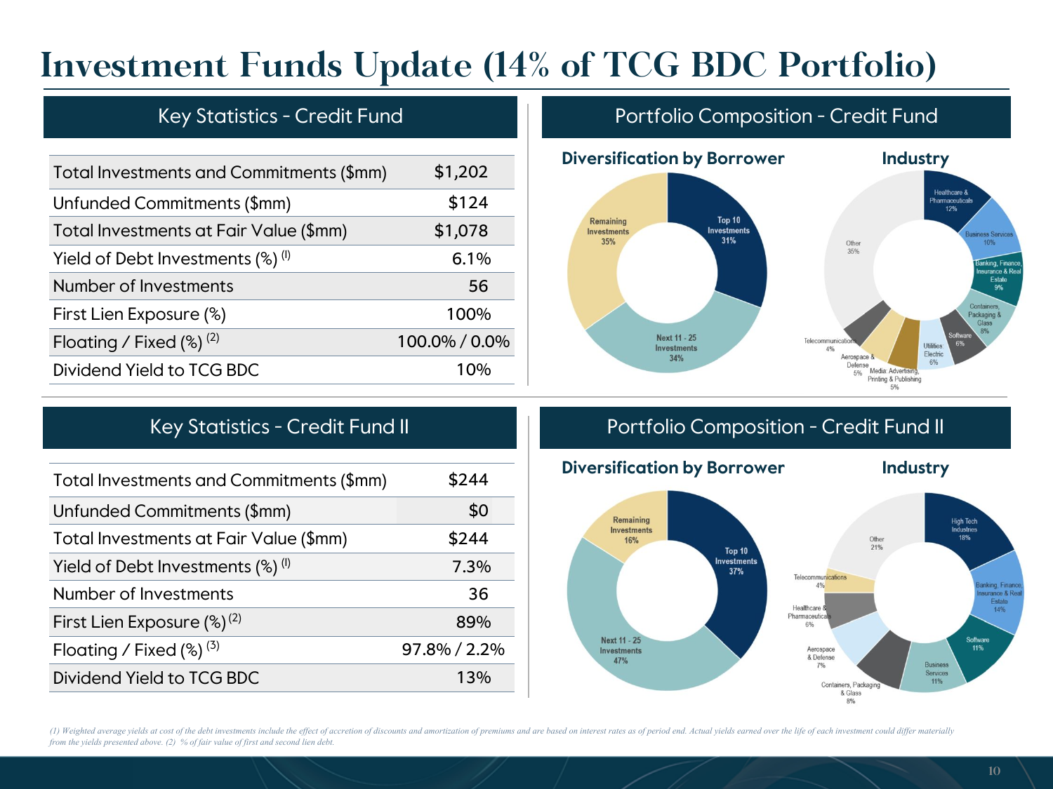# Investment Funds Update (14% of TCG BDC Portfolio)

## Key Statistics - Credit Fund

| | |
|---|---|
| Total Investments and Commitments ($mm) | $1,202 |
| Unfunded Commitments ($mm) | $124 |
| Total Investments at Fair Value ($mm) | $1,078 |
| Yield of Debt Investments (%) (1) | 6.1% |
| Number of Investments | 56 |
| First Lien Exposure (%) | 100% |
| Floating / Fixed (%) (2) | 100.0% / 0.0% |
| Dividend Yield to TCG BDC | 10% |

## Portfolio Composition - Credit Fund

**Diversification by Borrower**

- Top 10 Investments 31%
- Next 11 - 25 Investments 34%
- Remaining Investments 35%

**Industry**

- Healthcare & Pharmaceuticals 12%
- Business Services 10%
- Banking, Finance, Insurance & Real Estate 9%
- Containers, Packaging & Glass 8%
- Software 6%
- Utilities Electric 6%
- Media: Advertising, Printing & Publishing 5%
- Aerospace & Defense 5%
- Telecommunications 4%
- Other 35%

## Key Statistics - Credit Fund II

| | |
|---|---|
| Total Investments and Commitments ($mm) | $244 |
| Unfunded Commitments ($mm) | $0 |
| Total Investments at Fair Value ($mm) | $244 |
| Yield of Debt Investments (%) (1) | 7.3% |
| Number of Investments | 36 |
| First Lien Exposure (%) (2) | 89% |
| Floating / Fixed (%) (3) | 97.8% / 2.2% |
| Dividend Yield to TCG BDC | 13% |

## Portfolio Composition - Credit Fund II

**Diversification by Borrower**

- Top 10 Investments 37%
- Next 11 - 25 Investments 47%
- Remaining Investments 16%

**Industry**

- High Tech Industries 18%
- Banking, Finance, Insurance & Real Estate 14%
- Software 11%
- Business Services 11%
- Containers, Packaging & Glass 8%
- Aerospace & Defense 7%
- Healthcare & Pharmaceuticals 6%
- Telecommunications 4%
- Other 21%

*(1) Weighted average yields at cost of the debt investments include the effect of accretion of discounts and amortization of premiums and are based on interest rates as of period end. Actual yields earned over the life of each investment could differ materially from the yields presented above. (2) % of fair value of first and second lien debt.*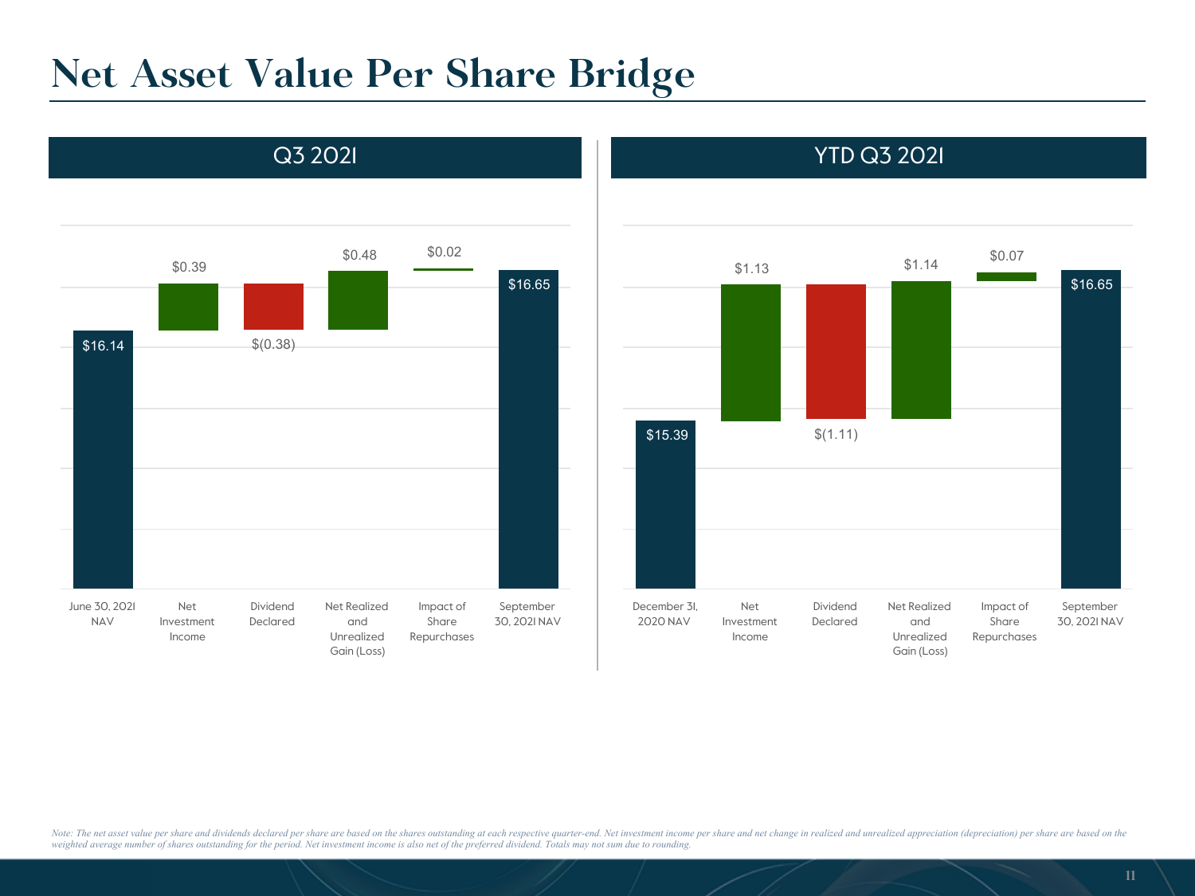# Net Asset Value Per Share Bridge

## Q3 2021

| June 30, 2021 NAV | Net Investment Income | Dividend Declared | Net Realized and Unrealized Gain (Loss) | Impact of Share Repurchases | September 30, 2021 NAV |
|---|---|---|---|---|---|
| $16.14 | $0.39 | $(0.38) | $0.48 | $0.02 | $16.65 |

## YTD Q3 2021

| December 31, 2020 NAV | Net Investment Income | Dividend Declared | Net Realized and Unrealized Gain (Loss) | Impact of Share Repurchases | September 30, 2021 NAV |
|---|---|---|---|---|---|
| $15.39 | $1.13 | $(1.11) | $1.14 | $0.07 | $16.65 |

*Note: The net asset value per share and dividends declared per share are based on the shares outstanding at each respective quarter-end. Net investment income per share and net change in realized and unrealized appreciation (depreciation) per share are based on the weighted average number of shares outstanding for the period. Net investment income is also net of the preferred dividend. Totals may not sum due to rounding.*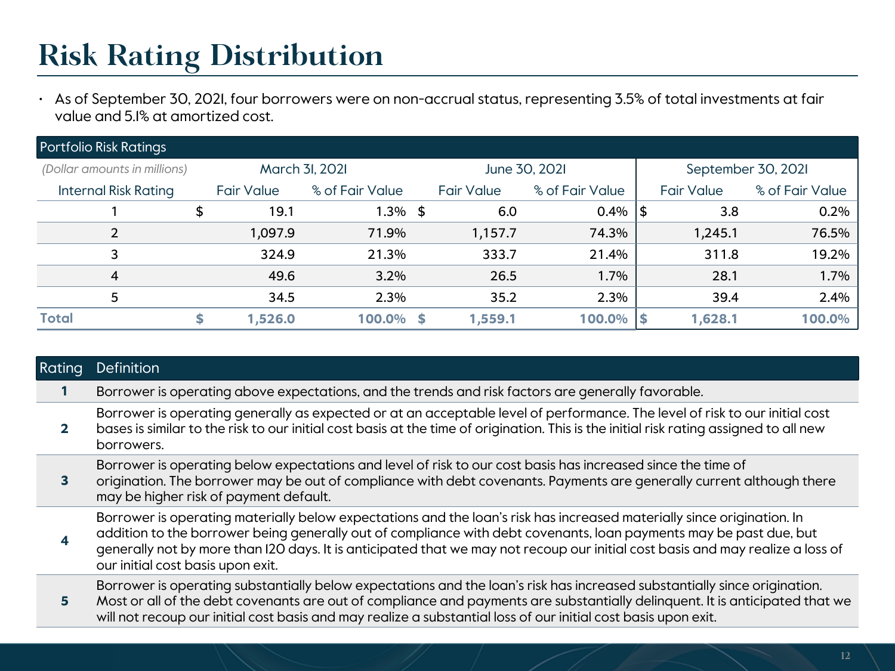# Risk Rating Distribution

- As of September 30, 2021, four borrowers were on non-accrual status, representing 3.5% of total investments at fair value and 5.1% at amortized cost.

| Portfolio Risk Ratings | | | | | | |
|---|---|---|---|---|---|---|
| *(Dollar amounts in millions)* | March 31, 2021 | | June 30, 2021 | | September 30, 2021 | |
| Internal Risk Rating | Fair Value | % of Fair Value | Fair Value | % of Fair Value | Fair Value | % of Fair Value |
| 1 | $ 19.1 | 1.3% | $ 6.0 | 0.4% | $ 3.8 | 0.2% |
| 2 | 1,097.9 | 71.9% | 1,157.7 | 74.3% | 1,245.1 | 76.5% |
| 3 | 324.9 | 21.3% | 333.7 | 21.4% | 311.8 | 19.2% |
| 4 | 49.6 | 3.2% | 26.5 | 1.7% | 28.1 | 1.7% |
| 5 | 34.5 | 2.3% | 35.2 | 2.3% | 39.4 | 2.4% |
| **Total** | **$ 1,526.0** | **100.0%** | **$ 1,559.1** | **100.0%** | **$ 1,628.1** | **100.0%** |

| Rating | Definition |
|---|---|
| **1** | Borrower is operating above expectations, and the trends and risk factors are generally favorable. |
| **2** | Borrower is operating generally as expected or at an acceptable level of performance. The level of risk to our initial cost bases is similar to the risk to our initial cost basis at the time of origination. This is the initial risk rating assigned to all new borrowers. |
| **3** | Borrower is operating below expectations and level of risk to our cost basis has increased since the time of origination. The borrower may be out of compliance with debt covenants. Payments are generally current although there may be higher risk of payment default. |
| **4** | Borrower is operating materially below expectations and the loan's risk has increased materially since origination. In addition to the borrower being generally out of compliance with debt covenants, loan payments may be past due, but generally not by more than 120 days. It is anticipated that we may not recoup our initial cost basis and may realize a loss of our initial cost basis upon exit. |
| **5** | Borrower is operating substantially below expectations and the loan's risk has increased substantially since origination. Most or all of the debt covenants are out of compliance and payments are substantially delinquent. It is anticipated that we will not recoup our initial cost basis and may realize a substantial loss of our initial cost basis upon exit. |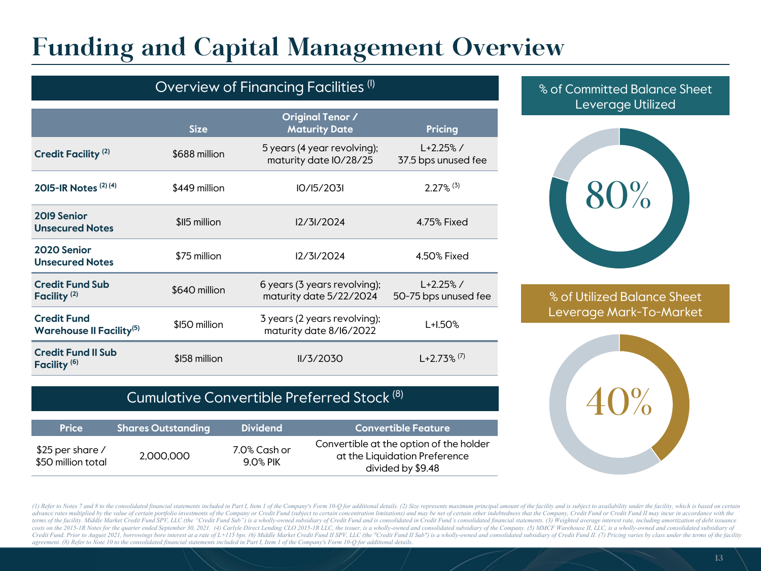# Funding and Capital Management Overview

## Overview of Financing Facilities [1]

| | Size | Original Tenor / Maturity Date | Pricing |
|---|---|---|---|
| **Credit Facility [2]** | $688 million | 5 years (4 year revolving); maturity date 10/28/25 | L+2.25% / 37.5 bps unused fee |
| **2015-1R Notes [2] [4]** | $449 million | 10/15/2031 | 2.27% [3] |
| **2019 Senior Unsecured Notes** | $115 million | 12/31/2024 | 4.75% Fixed |
| **2020 Senior Unsecured Notes** | $75 million | 12/31/2024 | 4.50% Fixed |
| **Credit Fund Sub Facility [2]** | $640 million | 6 years (3 years revolving); maturity date 5/22/2024 | L+2.25% / 50-75 bps unused fee |
| **Credit Fund Warehouse II Facility[5]** | $150 million | 3 years (2 years revolving); maturity date 8/16/2022 | L+1.50% |
| **Credit Fund II Sub Facility [6]** | $158 million | 11/3/2030 | L+2.73% [7] |

## Cumulative Convertible Preferred Stock [8]

| Price | Shares Outstanding | Dividend | Convertible Feature |
|---|---|---|---|
| $25 per share / $50 million total | 2,000,000 | 7.0% Cash or 9.0% PIK | Convertible at the option of the holder at the Liquidation Preference divided by $9.48 |

% of Committed Balance Sheet Leverage Utilized

80%

% of Utilized Balance Sheet Leverage Mark-To-Market

40%

*(1) Refer to Notes 7 and 8 to the consolidated financial statements included in Part I, Item 1 of the Company's Form 10-Q for additional details. (2) Size represents maximum principal amount of the facility and is subject to availability under the facility, which is based on certain advance rates multiplied by the value of certain portfolio investments of the Company or Credit Fund (subject to certain concentration limitations) and may be net of certain other indebtedness that the Company, Credit Fund or Credit Fund II may incur in accordance with the terms of the facility. Middle Market Credit Fund SPV, LLC (the "Credit Fund Sub") is a wholly-owned subsidiary of Credit Fund and is consolidated in Credit Fund's consolidated financial statements. (3) Weighted average interest rate, including amortization of debt issuance costs on the 2015-1R Notes for the quarter ended September 30, 2021. (4) Carlyle Direct Lending CLO 2015-1R LLC, the issuer, is a wholly-owned and consolidated subsidiary of the Company. (5) MMCF Warehouse II, LLC, is a wholly-owned and consolidated subsidiary of Credit Fund. Prior to August 2021, borrowings bore interest at a rate of L+115 bps. (6) Middle Market Credit Fund II SPV, LLC (the "Credit Fund II Sub") is a wholly-owned and consolidated subsidiary of Credit Fund II. (7) Pricing varies by class under the terms of the facility agreement. (8) Refer to Note 10 to the consolidated financial statements included in Part I, Item 1 of the Company's Form 10-Q for additional details.*